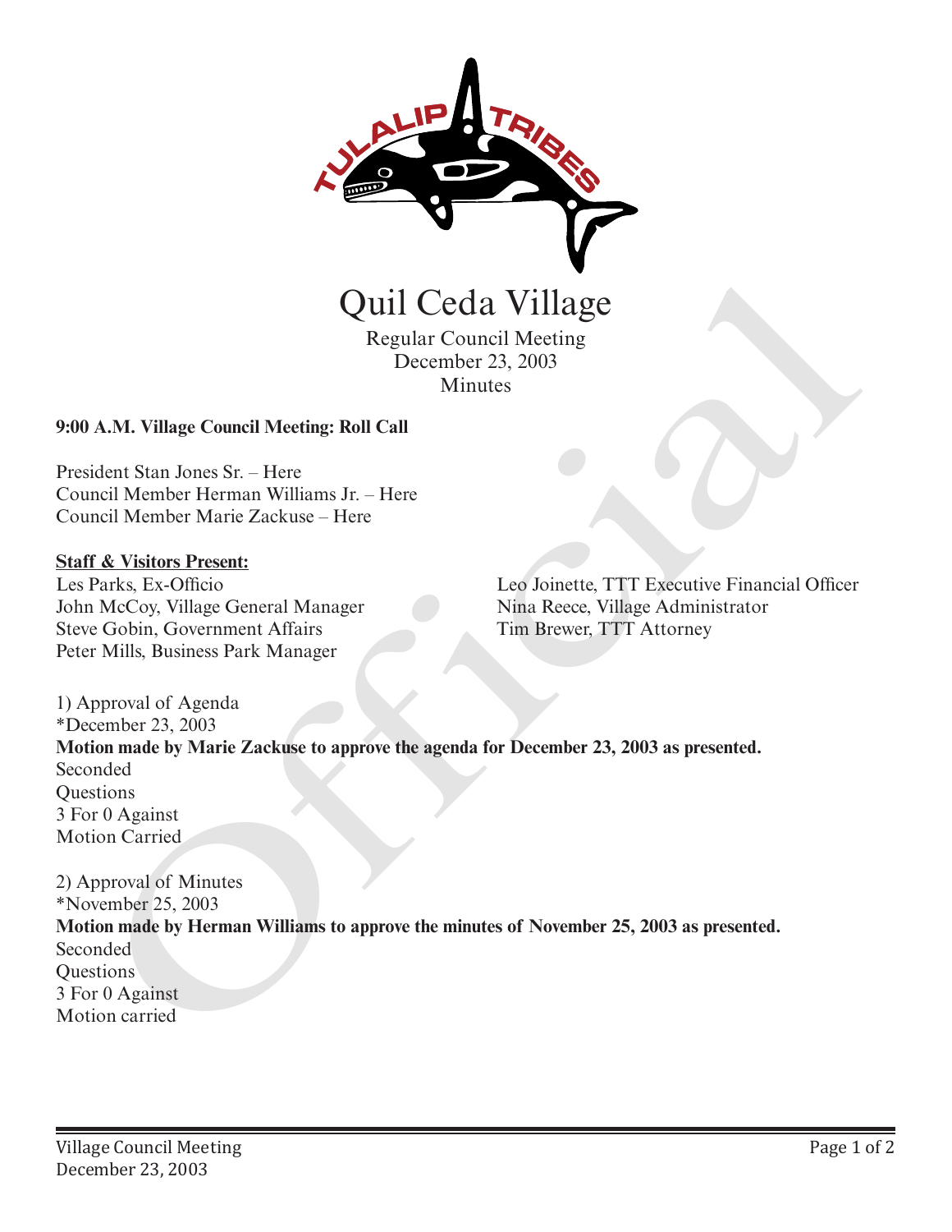# Quil Ceda Village

Regular Council Meeting
December 23, 2003
Minutes

**9:00 A.M. Village Council Meeting: Roll Call**

President Stan Jones Sr. – Here
Council Member Herman Williams Jr. – Here
Council Member Marie Zackuse – Here

**Staff & Visitors Present:**

Les Parks, Ex-Officio
John McCoy, Village General Manager
Steve Gobin, Government Affairs
Peter Mills, Business Park Manager
Leo Joinette, TTT Executive Financial Officer
Nina Reece, Village Administrator
Tim Brewer, TTT Attorney

1) Approval of Agenda
*December 23, 2003
**Motion made by Marie Zackuse to approve the agenda for December 23, 2003 as presented.**
Seconded
Questions
3 For 0 Against
Motion Carried

2) Approval of Minutes
*November 25, 2003
**Motion made by Herman Williams to approve the minutes of November 25, 2003 as presented.**
Seconded
Questions
3 For 0 Against
Motion carried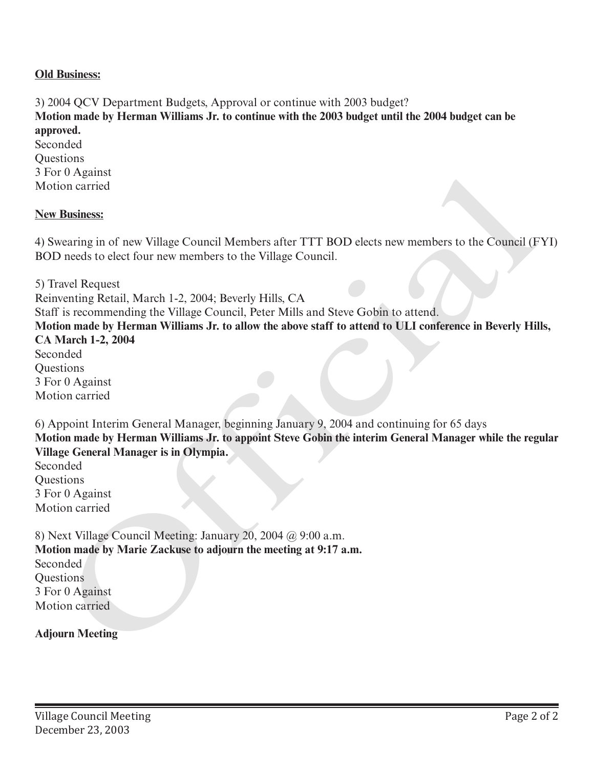**Old Business:**

3) 2004 QCV Department Budgets, Approval or continue with 2003 budget?
**Motion made by Herman Williams Jr. to continue with the 2003 budget until the 2004 budget can be approved.**
Seconded
Questions
3 For 0 Against
Motion carried

**New Business:**

4) Swearing in of new Village Council Members after TTT BOD elects new members to the Council (FYI) BOD needs to elect four new members to the Village Council.

5) Travel Request
Reinventing Retail, March 1-2, 2004; Beverly Hills, CA
Staff is recommending the Village Council, Peter Mills and Steve Gobin to attend.
**Motion made by Herman Williams Jr. to allow the above staff to attend to ULI conference in Beverly Hills, CA March 1-2, 2004**
Seconded
Questions
3 For 0 Against
Motion carried

6) Appoint Interim General Manager, beginning January 9, 2004 and continuing for 65 days
**Motion made by Herman Williams Jr. to appoint Steve Gobin the interim General Manager while the regular Village General Manager is in Olympia.**
Seconded
Questions
3 For 0 Against
Motion carried

8) Next Village Council Meeting: January 20, 2004 @ 9:00 a.m.
**Motion made by Marie Zackuse to adjourn the meeting at 9:17 a.m.**
Seconded
Questions
3 For 0 Against
Motion carried

**Adjourn Meeting**